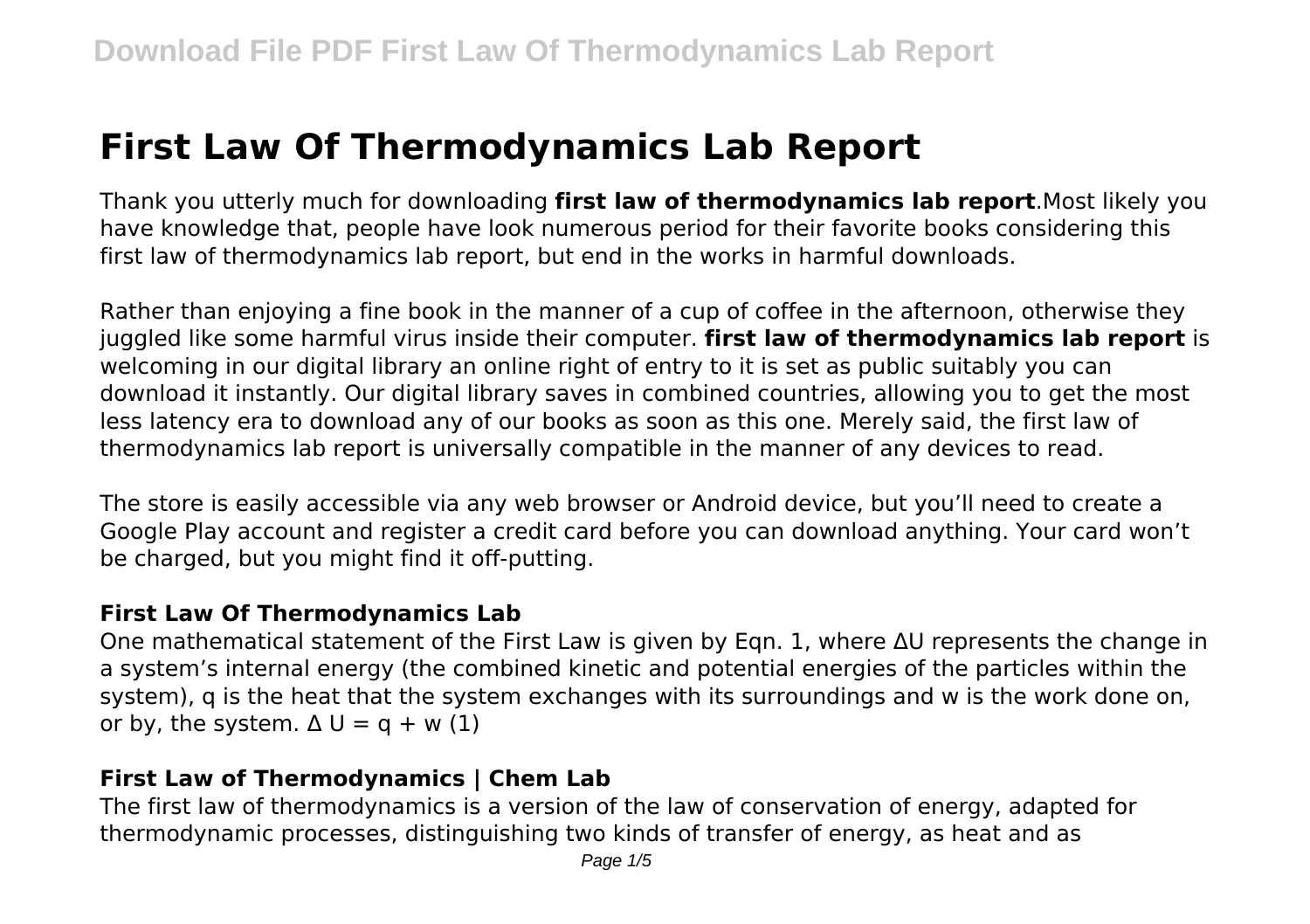# First Law Of Thermodynamics Lab Report

Thank you utterly much for downloading **first law of thermodynamics lab report**.Most likely you have knowledge that, people have look numerous period for their favorite books considering this first law of thermodynamics lab report, but end in the works in harmful downloads.

Rather than enjoying a fine book in the manner of a cup of coffee in the afternoon, otherwise they juggled like some harmful virus inside their computer. **first law of thermodynamics lab report** is welcoming in our digital library an online right of entry to it is set as public suitably you can download it instantly. Our digital library saves in combined countries, allowing you to get the most less latency era to download any of our books as soon as this one. Merely said, the first law of thermodynamics lab report is universally compatible in the manner of any devices to read.

The store is easily accessible via any web browser or Android device, but you'll need to create a Google Play account and register a credit card before you can download anything. Your card won't be charged, but you might find it off-putting.

### First Law Of Thermodynamics Lab

One mathematical statement of the First Law is given by Eqn. 1, where $\Delta U$ represents the change in a system's internal energy (the combined kinetic and potential energies of the particles within the system), q is the heat that the system exchanges with its surroundings and w is the work done on, or by, the system. $\Delta U = q + w$ (1)

### First Law of Thermodynamics | Chem Lab

The first law of thermodynamics is a version of the law of conservation of energy, adapted for thermodynamic processes, distinguishing two kinds of transfer of energy, as heat and as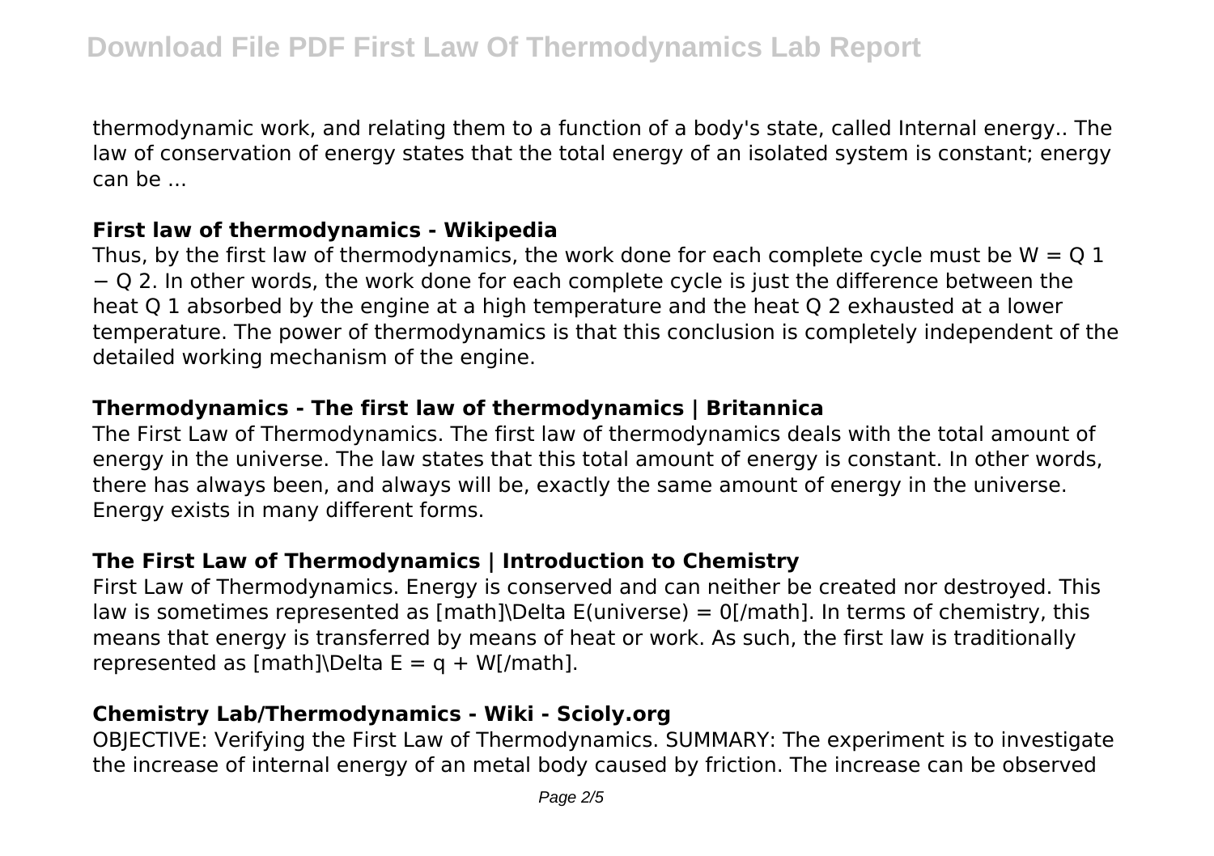thermodynamic work, and relating them to a function of a body's state, called Internal energy.. The law of conservation of energy states that the total energy of an isolated system is constant; energy can be ...

### First law of thermodynamics - Wikipedia

Thus, by the first law of thermodynamics, the work done for each complete cycle must be $W = Q_1 - Q_2$. In other words, the work done for each complete cycle is just the difference between the heat $Q_1$ absorbed by the engine at a high temperature and the heat $Q_2$ exhausted at a lower temperature. The power of thermodynamics is that this conclusion is completely independent of the detailed working mechanism of the engine.

### Thermodynamics - The first law of thermodynamics | Britannica

The First Law of Thermodynamics. The first law of thermodynamics deals with the total amount of energy in the universe. The law states that this total amount of energy is constant. In other words, there has always been, and always will be, exactly the same amount of energy in the universe. Energy exists in many different forms.

### The First Law of Thermodynamics | Introduction to Chemistry

First Law of Thermodynamics. Energy is conserved and can neither be created nor destroyed. This law is sometimes represented as [math]\Delta E(universe) = 0[/math]. In terms of chemistry, this means that energy is transferred by means of heat or work. As such, the first law is traditionally represented as [math]\Delta E = q + W[/math].

### Chemistry Lab/Thermodynamics - Wiki - Scioly.org

OBJECTIVE: Verifying the First Law of Thermodynamics. SUMMARY: The experiment is to investigate the increase of internal energy of an metal body caused by friction. The increase can be observed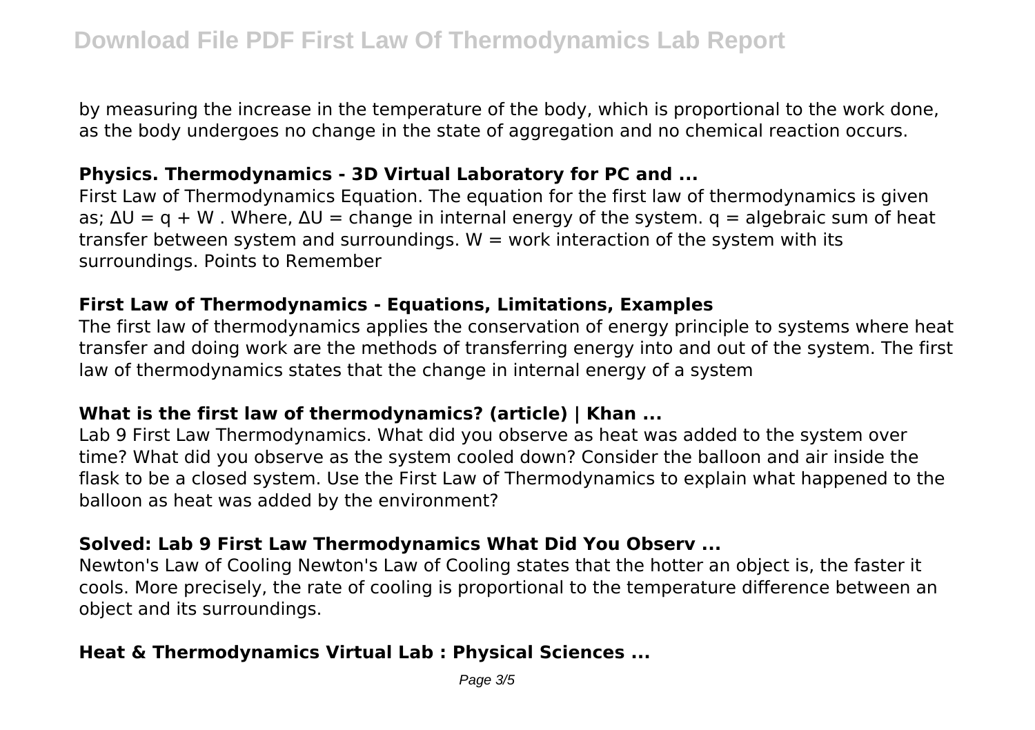by measuring the increase in the temperature of the body, which is proportional to the work done, as the body undergoes no change in the state of aggregation and no chemical reaction occurs.

### Physics. Thermodynamics - 3D Virtual Laboratory for PC and ...

First Law of Thermodynamics Equation. The equation for the first law of thermodynamics is given as; $\Delta U = q + W$ . Where, $\Delta U$ = change in internal energy of the system. $q$ = algebraic sum of heat transfer between system and surroundings. $W$ = work interaction of the system with its surroundings. Points to Remember

### First Law of Thermodynamics - Equations, Limitations, Examples

The first law of thermodynamics applies the conservation of energy principle to systems where heat transfer and doing work are the methods of transferring energy into and out of the system. The first law of thermodynamics states that the change in internal energy of a system

### What is the first law of thermodynamics? (article) | Khan ...

Lab 9 First Law Thermodynamics. What did you observe as heat was added to the system over time? What did you observe as the system cooled down? Consider the balloon and air inside the flask to be a closed system. Use the First Law of Thermodynamics to explain what happened to the balloon as heat was added by the environment?

### Solved: Lab 9 First Law Thermodynamics What Did You Observ ...

Newton's Law of Cooling Newton's Law of Cooling states that the hotter an object is, the faster it cools. More precisely, the rate of cooling is proportional to the temperature difference between an object and its surroundings.

### Heat & Thermodynamics Virtual Lab : Physical Sciences ...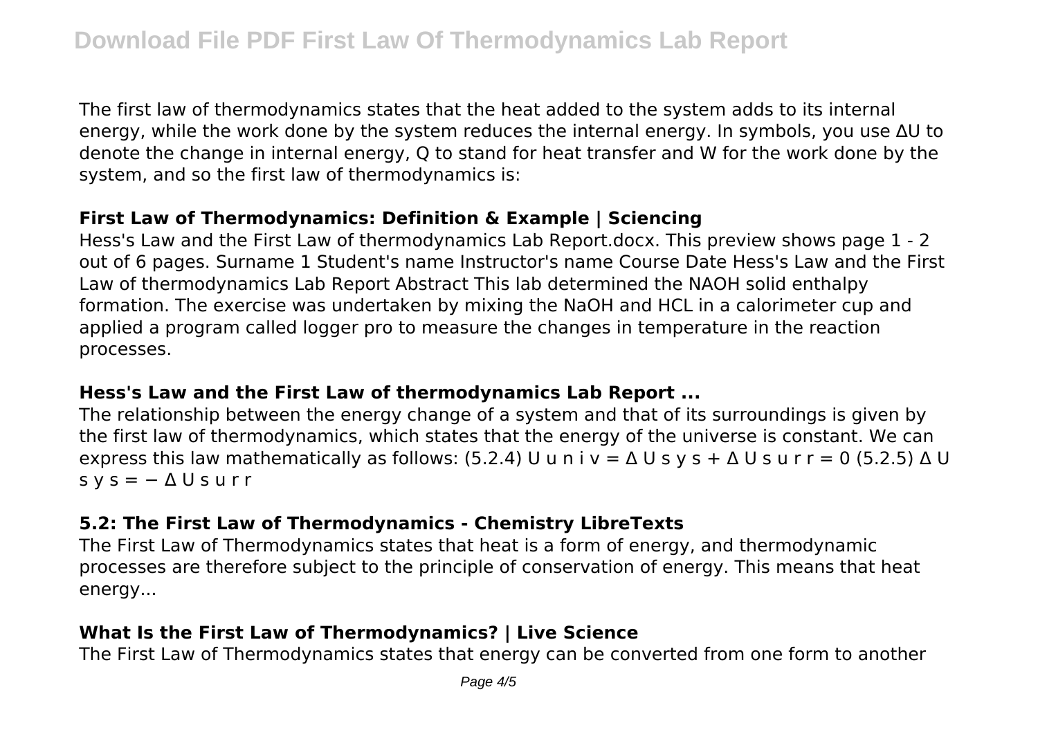The first law of thermodynamics states that the heat added to the system adds to its internal energy, while the work done by the system reduces the internal energy. In symbols, you use $\Delta U$ to denote the change in internal energy, Q to stand for heat transfer and W for the work done by the system, and so the first law of thermodynamics is:

### First Law of Thermodynamics: Definition & Example | Sciencing

Hess's Law and the First Law of thermodynamics Lab Report.docx. This preview shows page 1 - 2 out of 6 pages. Surname 1 Student's name Instructor's name Course Date Hess's Law and the First Law of thermodynamics Lab Report Abstract This lab determined the NAOH solid enthalpy formation. The exercise was undertaken by mixing the NaOH and HCL in a calorimeter cup and applied a program called logger pro to measure the changes in temperature in the reaction processes.

### Hess's Law and the First Law of thermodynamics Lab Report ...

The relationship between the energy change of a system and that of its surroundings is given by the first law of thermodynamics, which states that the energy of the universe is constant. We can express this law mathematically as follows: (5.2.4) $U_{univ} = \Delta U_{sys} + \Delta U_{surr} = 0$ (5.2.5) $\Delta U_{sys} = -\Delta U_{surr}$

### 5.2: The First Law of Thermodynamics - Chemistry LibreTexts

The First Law of Thermodynamics states that heat is a form of energy, and thermodynamic processes are therefore subject to the principle of conservation of energy. This means that heat energy...

### What Is the First Law of Thermodynamics? | Live Science

The First Law of Thermodynamics states that energy can be converted from one form to another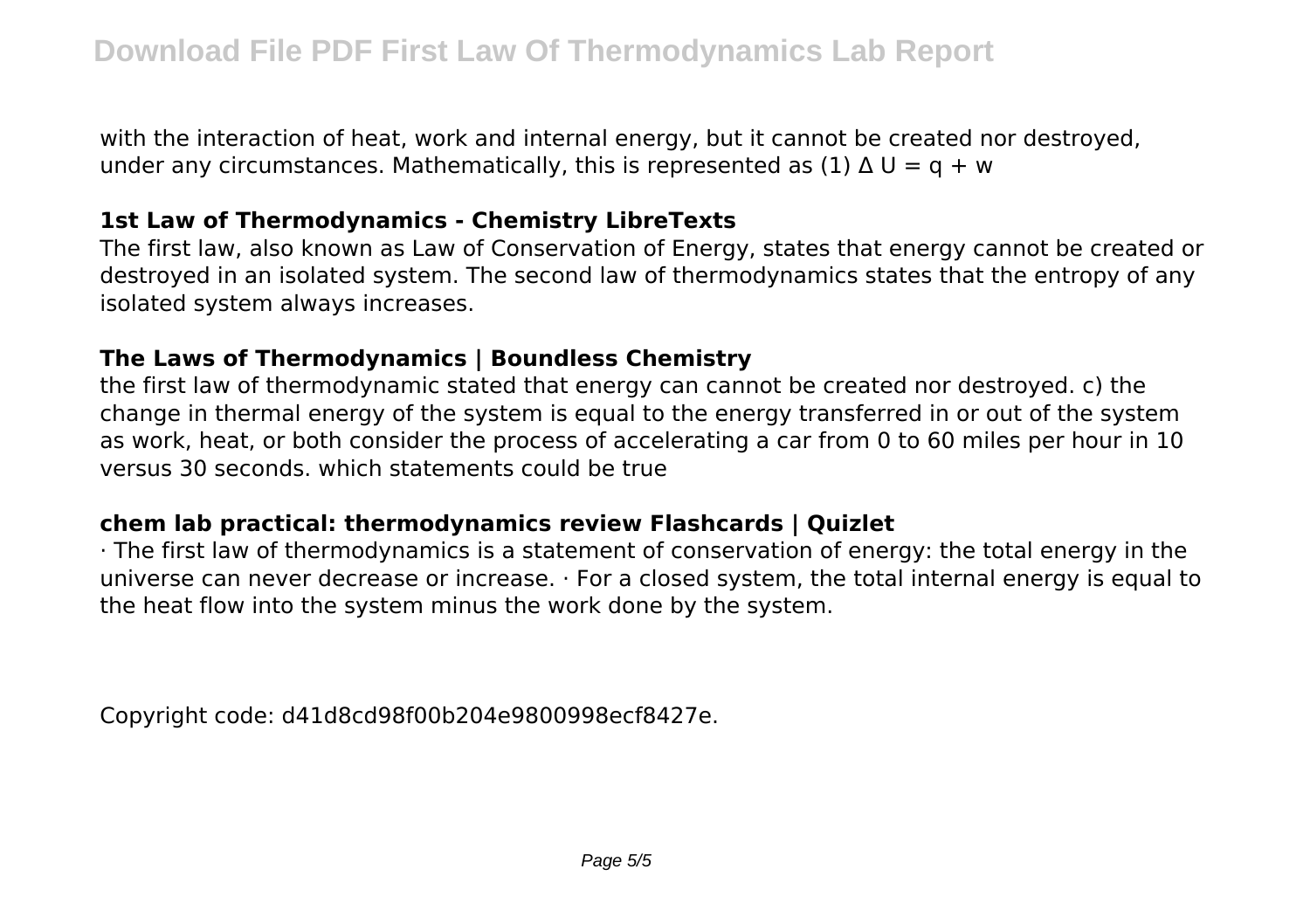with the interaction of heat, work and internal energy, but it cannot be created nor destroyed, under any circumstances. Mathematically, this is represented as (1) $\Delta U = q + w$

**1st Law of Thermodynamics - Chemistry LibreTexts**

The first law, also known as Law of Conservation of Energy, states that energy cannot be created or destroyed in an isolated system. The second law of thermodynamics states that the entropy of any isolated system always increases.

**The Laws of Thermodynamics | Boundless Chemistry**

the first law of thermodynamic stated that energy can cannot be created nor destroyed. c) the change in thermal energy of the system is equal to the energy transferred in or out of the system as work, heat, or both consider the process of accelerating a car from 0 to 60 miles per hour in 10 versus 30 seconds. which statements could be true

**chem lab practical: thermodynamics review Flashcards | Quizlet**

· The first law of thermodynamics is a statement of conservation of energy: the total energy in the universe can never decrease or increase. · For a closed system, the total internal energy is equal to the heat flow into the system minus the work done by the system.

Copyright code: d41d8cd98f00b204e9800998ecf8427e.